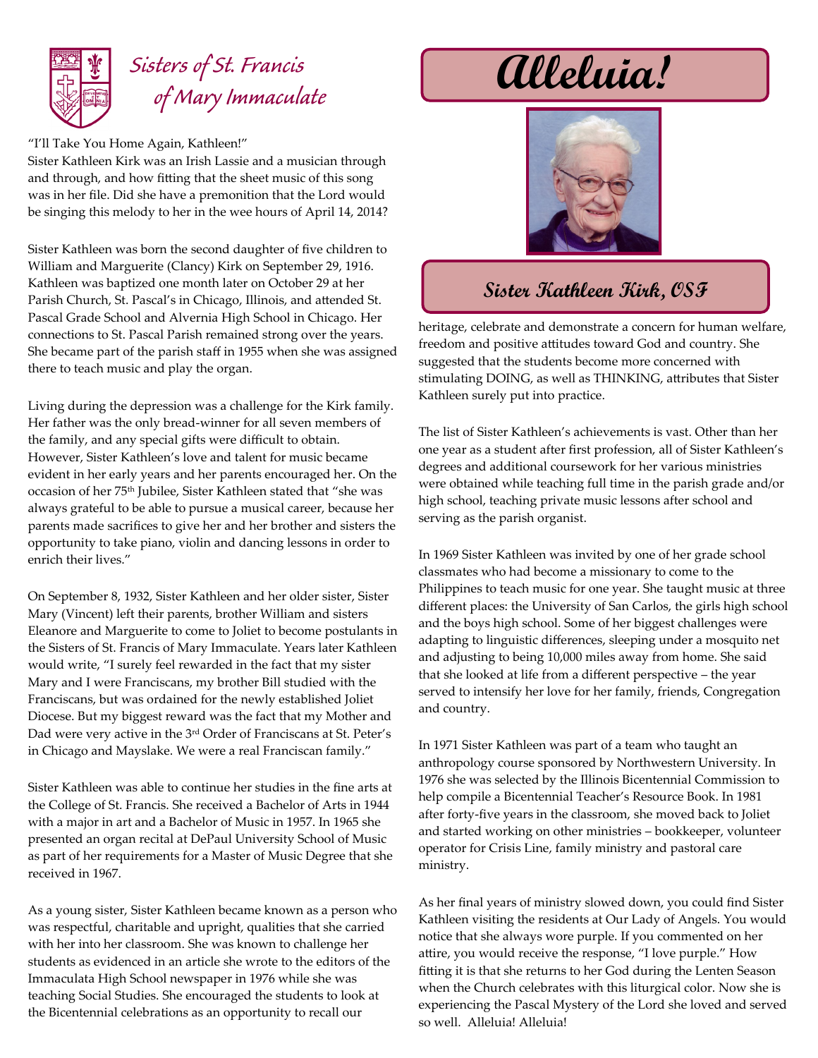# Sisters of St. Francis of Mary Immaculate

# Alleluia!

## Sister Kathleen Kirk, OSF

"I'll Take You Home Again, Kathleen!"

Sister Kathleen Kirk was an Irish Lassie and a musician through and through, and how fitting that the sheet music of this song was in her file. Did she have a premonition that the Lord would be singing this melody to her in the wee hours of April 14, 2014?

Sister Kathleen was born the second daughter of five children to William and Marguerite (Clancy) Kirk on September 29, 1916. Kathleen was baptized one month later on October 29 at her Parish Church, St. Pascal's in Chicago, Illinois, and attended St. Pascal Grade School and Alvernia High School in Chicago. Her connections to St. Pascal Parish remained strong over the years. She became part of the parish staff in 1955 when she was assigned there to teach music and play the organ.

Living during the depression was a challenge for the Kirk family. Her father was the only bread-winner for all seven members of the family, and any special gifts were difficult to obtain. However, Sister Kathleen's love and talent for music became evident in her early years and her parents encouraged her. On the occasion of her 75th Jubilee, Sister Kathleen stated that "she was always grateful to be able to pursue a musical career, because her parents made sacrifices to give her and her brother and sisters the opportunity to take piano, violin and dancing lessons in order to enrich their lives."

On September 8, 1932, Sister Kathleen and her older sister, Sister Mary (Vincent) left their parents, brother William and sisters Eleanore and Marguerite to come to Joliet to become postulants in the Sisters of St. Francis of Mary Immaculate. Years later Kathleen would write, "I surely feel rewarded in the fact that my sister Mary and I were Franciscans, my brother Bill studied with the Franciscans, but was ordained for the newly established Joliet Diocese. But my biggest reward was the fact that my Mother and Dad were very active in the 3rd Order of Franciscans at St. Peter's in Chicago and Mayslake. We were a real Franciscan family."

Sister Kathleen was able to continue her studies in the fine arts at the College of St. Francis. She received a Bachelor of Arts in 1944 with a major in art and a Bachelor of Music in 1957. In 1965 she presented an organ recital at DePaul University School of Music as part of her requirements for a Master of Music Degree that she received in 1967.

As a young sister, Sister Kathleen became known as a person who was respectful, charitable and upright, qualities that she carried with her into her classroom. She was known to challenge her students as evidenced in an article she wrote to the editors of the Immaculata High School newspaper in 1976 while she was teaching Social Studies. She encouraged the students to look at the Bicentennial celebrations as an opportunity to recall our heritage, celebrate and demonstrate a concern for human welfare, freedom and positive attitudes toward God and country. She suggested that the students become more concerned with stimulating DOING, as well as THINKING, attributes that Sister Kathleen surely put into practice.

The list of Sister Kathleen's achievements is vast. Other than her one year as a student after first profession, all of Sister Kathleen's degrees and additional coursework for her various ministries were obtained while teaching full time in the parish grade and/or high school, teaching private music lessons after school and serving as the parish organist.

In 1969 Sister Kathleen was invited by one of her grade school classmates who had become a missionary to come to the Philippines to teach music for one year. She taught music at three different places: the University of San Carlos, the girls high school and the boys high school. Some of her biggest challenges were adapting to linguistic differences, sleeping under a mosquito net and adjusting to being 10,000 miles away from home. She said that she looked at life from a different perspective – the year served to intensify her love for her family, friends, Congregation and country.

In 1971 Sister Kathleen was part of a team who taught an anthropology course sponsored by Northwestern University. In 1976 she was selected by the Illinois Bicentennial Commission to help compile a Bicentennial Teacher's Resource Book. In 1981 after forty-five years in the classroom, she moved back to Joliet and started working on other ministries – bookkeeper, volunteer operator for Crisis Line, family ministry and pastoral care ministry.

As her final years of ministry slowed down, you could find Sister Kathleen visiting the residents at Our Lady of Angels. You would notice that she always wore purple. If you commented on her attire, you would receive the response, "I love purple." How fitting it is that she returns to her God during the Lenten Season when the Church celebrates with this liturgical color. Now she is experiencing the Pascal Mystery of the Lord she loved and served so well. Alleluia! Alleluia!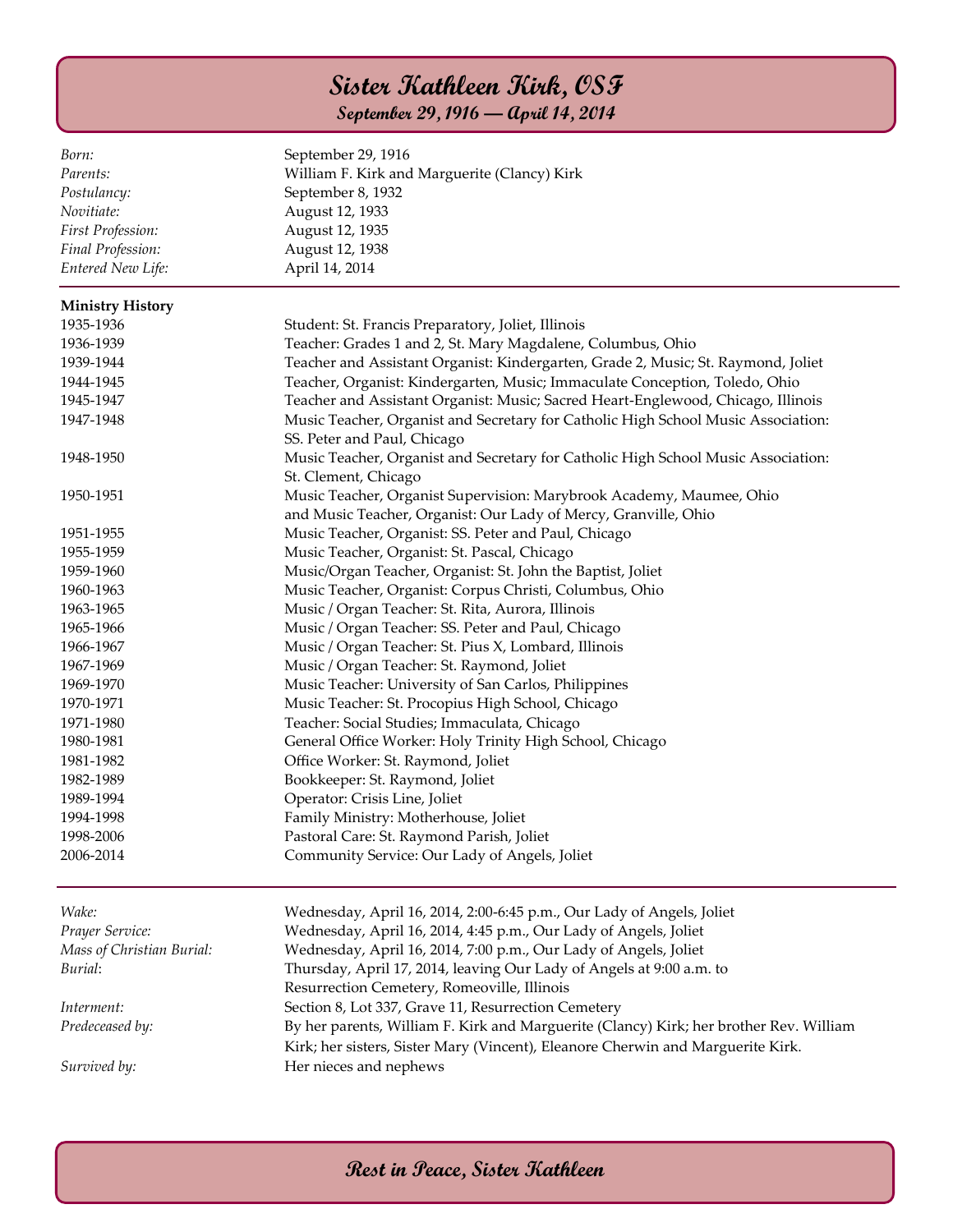# Sister Kathleen Kirk, OSF

## September 29, 1916 — April 14, 2014

| | |
|---|---|
| *Born:* | September 29, 1916 |
| *Parents:* | William F. Kirk and Marguerite (Clancy) Kirk |
| *Postulancy:* | September 8, 1932 |
| *Novitiate:* | August 12, 1933 |
| *First Profession:* | August 12, 1935 |
| *Final Profession:* | August 12, 1938 |
| *Entered New Life:* | April 14, 2014 |

**Ministry History**

| | |
|---|---|
| 1935-1936 | Student: St. Francis Preparatory, Joliet, Illinois |
| 1936-1939 | Teacher: Grades 1 and 2, St. Mary Magdalene, Columbus, Ohio |
| 1939-1944 | Teacher and Assistant Organist: Kindergarten, Grade 2, Music; St. Raymond, Joliet |
| 1944-1945 | Teacher, Organist: Kindergarten, Music; Immaculate Conception, Toledo, Ohio |
| 1945-1947 | Teacher and Assistant Organist: Music; Sacred Heart-Englewood, Chicago, Illinois |
| 1947-1948 | Music Teacher, Organist and Secretary for Catholic High School Music Association: SS. Peter and Paul, Chicago |
| 1948-1950 | Music Teacher, Organist and Secretary for Catholic High School Music Association: St. Clement, Chicago |
| 1950-1951 | Music Teacher, Organist Supervision: Marybrook Academy, Maumee, Ohio and Music Teacher, Organist: Our Lady of Mercy, Granville, Ohio |
| 1951-1955 | Music Teacher, Organist: SS. Peter and Paul, Chicago |
| 1955-1959 | Music Teacher, Organist: St. Pascal, Chicago |
| 1959-1960 | Music/Organ Teacher, Organist: St. John the Baptist, Joliet |
| 1960-1963 | Music Teacher, Organist: Corpus Christi, Columbus, Ohio |
| 1963-1965 | Music / Organ Teacher: St. Rita, Aurora, Illinois |
| 1965-1966 | Music / Organ Teacher: SS. Peter and Paul, Chicago |
| 1966-1967 | Music / Organ Teacher: St. Pius X, Lombard, Illinois |
| 1967-1969 | Music / Organ Teacher: St. Raymond, Joliet |
| 1969-1970 | Music Teacher: University of San Carlos, Philippines |
| 1970-1971 | Music Teacher: St. Procopius High School, Chicago |
| 1971-1980 | Teacher: Social Studies; Immaculata, Chicago |
| 1980-1981 | General Office Worker: Holy Trinity High School, Chicago |
| 1981-1982 | Office Worker: St. Raymond, Joliet |
| 1982-1989 | Bookkeeper: St. Raymond, Joliet |
| 1989-1994 | Operator: Crisis Line, Joliet |
| 1994-1998 | Family Ministry: Motherhouse, Joliet |
| 1998-2006 | Pastoral Care: St. Raymond Parish, Joliet |
| 2006-2014 | Community Service: Our Lady of Angels, Joliet |

| | |
|---|---|
| *Wake:* | Wednesday, April 16, 2014, 2:00-6:45 p.m., Our Lady of Angels, Joliet |
| *Prayer Service:* | Wednesday, April 16, 2014, 4:45 p.m., Our Lady of Angels, Joliet |
| *Mass of Christian Burial:* | Wednesday, April 16, 2014, 7:00 p.m., Our Lady of Angels, Joliet |
| *Burial:* | Thursday, April 17, 2014, leaving Our Lady of Angels at 9:00 a.m. to Resurrection Cemetery, Romeoville, Illinois |
| *Interment:* | Section 8, Lot 337, Grave 11, Resurrection Cemetery |
| *Predeceased by:* | By her parents, William F. Kirk and Marguerite (Clancy) Kirk; her brother Rev. William Kirk; her sisters, Sister Mary (Vincent), Eleanore Cherwin and Marguerite Kirk. |
| *Survived by:* | Her nieces and nephews |

**Rest in Peace, Sister Kathleen**